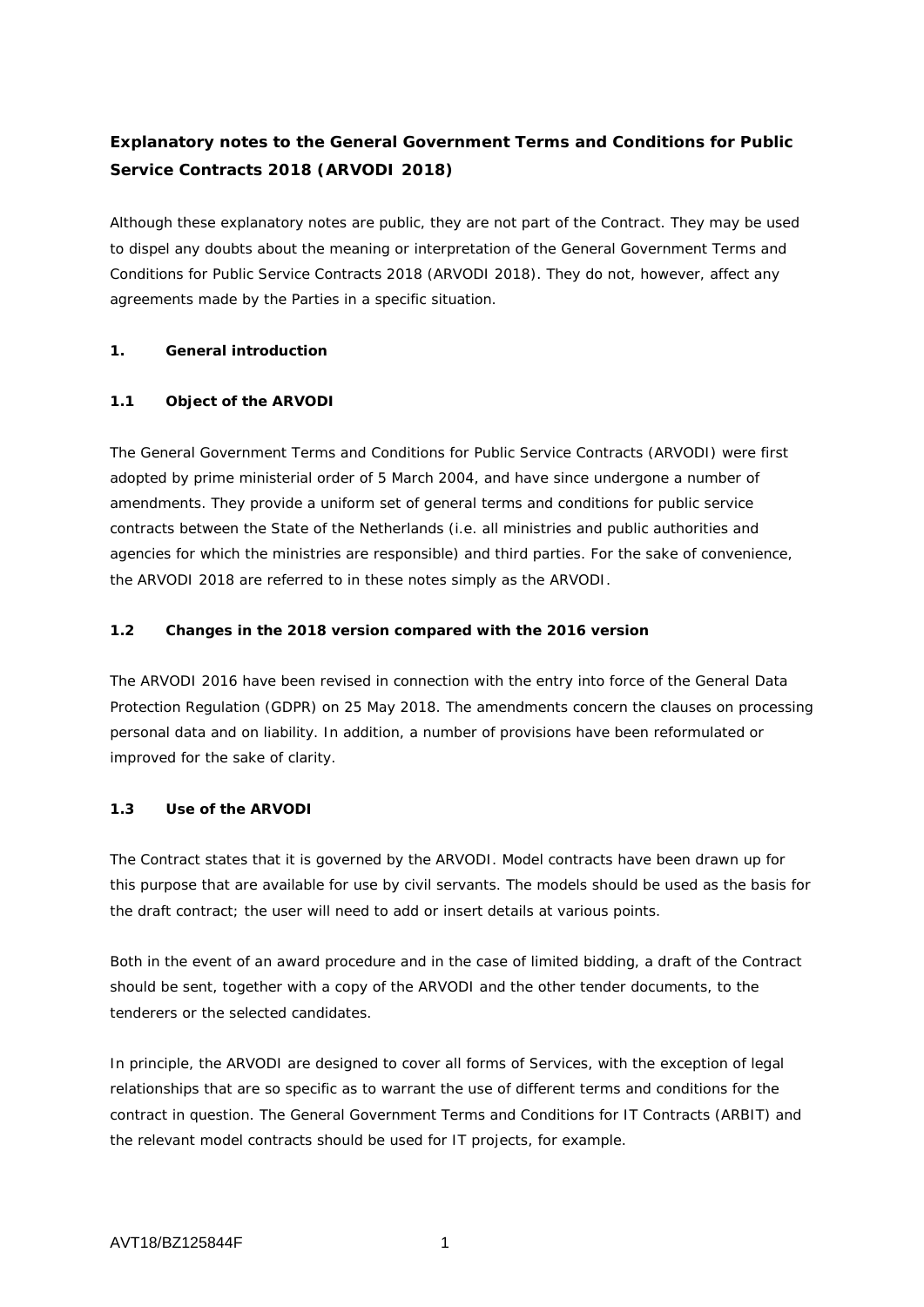# Explanatory notes to the General Government Terms and Conditions for Public Service Contracts 2018 (ARVODI 2018)

Although these explanatory notes are public, they are not part of the Contract. They may be used to dispel any doubts about the meaning or interpretation of the General Government Terms and Conditions for Public Service Contracts 2018 (ARVODI 2018). They do not, however, affect any agreements made by the Parties in a specific situation.

## 1. General introduction

### 1.1 Object of the ARVODI

The General Government Terms and Conditions for Public Service Contracts (ARVODI) were first adopted by prime ministerial order of 5 March 2004, and have since undergone a number of amendments. They provide a uniform set of general terms and conditions for public service contracts between the State of the Netherlands (i.e. all ministries and public authorities and agencies for which the ministries are responsible) and third parties. For the sake of convenience, the ARVODI 2018 are referred to in these notes simply as the ARVODI.

### 1.2 Changes in the 2018 version compared with the 2016 version

The ARVODI 2016 have been revised in connection with the entry into force of the General Data Protection Regulation (GDPR) on 25 May 2018. The amendments concern the clauses on processing personal data and on liability. In addition, a number of provisions have been reformulated or improved for the sake of clarity.

### 1.3 Use of the ARVODI

The Contract states that it is governed by the ARVODI. Model contracts have been drawn up for this purpose that are available for use by civil servants. The models should be used as the basis for the draft contract; the user will need to add or insert details at various points.

Both in the event of an award procedure and in the case of limited bidding, a draft of the Contract should be sent, together with a copy of the ARVODI and the other tender documents, to the tenderers or the selected candidates.

In principle, the ARVODI are designed to cover all forms of Services, with the exception of legal relationships that are so specific as to warrant the use of different terms and conditions for the contract in question. The General Government Terms and Conditions for IT Contracts (ARBIT) and the relevant model contracts should be used for IT projects, for example.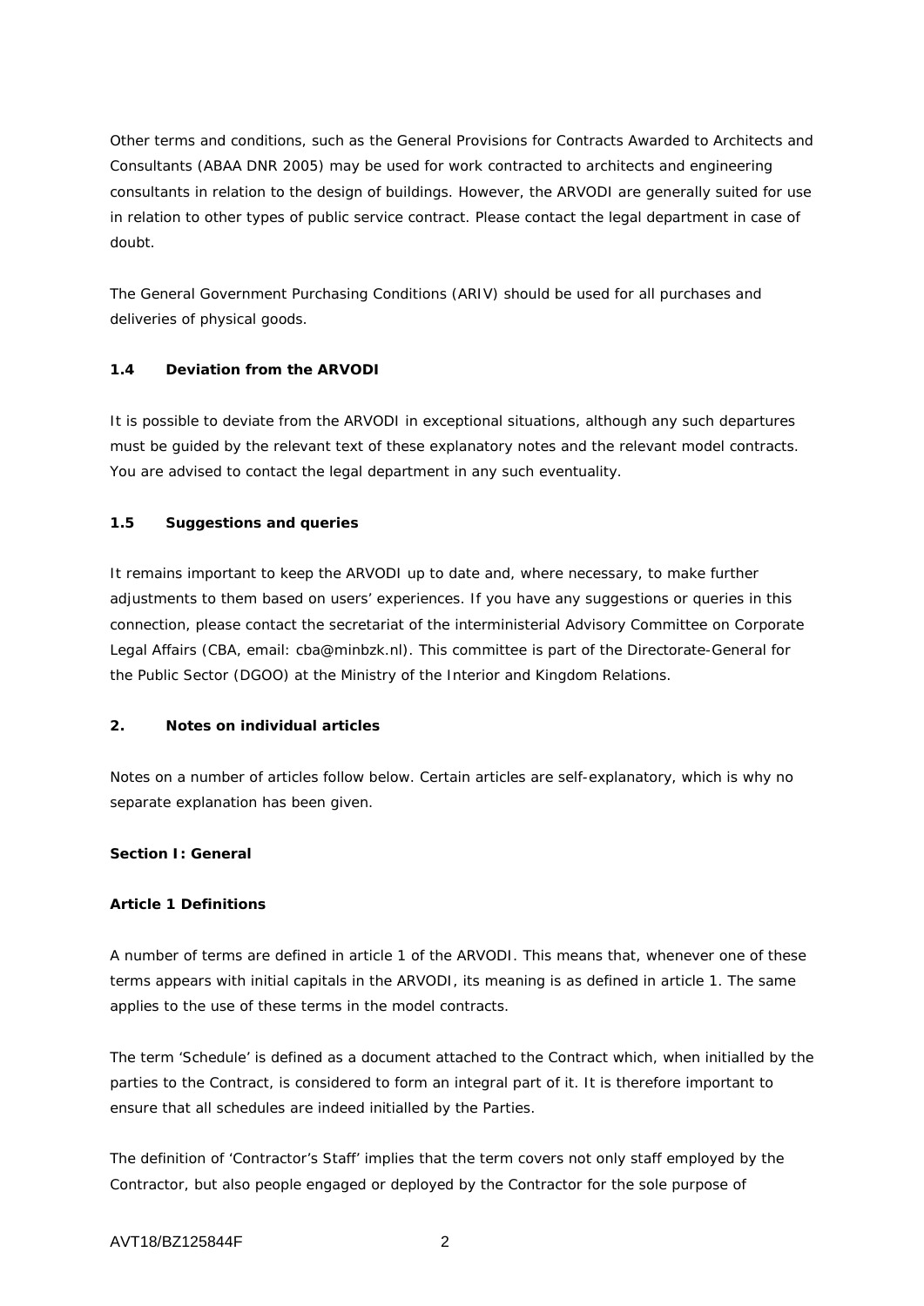Other terms and conditions, such as the General Provisions for Contracts Awarded to Architects and Consultants (ABAA DNR 2005) may be used for work contracted to architects and engineering consultants in relation to the design of buildings. However, the ARVODI are generally suited for use in relation to other types of public service contract. Please contact the legal department in case of doubt.

The General Government Purchasing Conditions (ARIV) should be used for all purchases and deliveries of physical goods.

### 1.4 Deviation from the ARVODI

It is possible to deviate from the ARVODI in exceptional situations, although any such departures must be guided by the relevant text of these explanatory notes and the relevant model contracts. You are advised to contact the legal department in any such eventuality.

### 1.5 Suggestions and queries

It remains important to keep the ARVODI up to date and, where necessary, to make further adjustments to them based on users' experiences. If you have any suggestions or queries in this connection, please contact the secretariat of the interministerial Advisory Committee on Corporate Legal Affairs (CBA, email: cba@minbzk.nl). This committee is part of the Directorate-General for the Public Sector (DGOO) at the Ministry of the Interior and Kingdom Relations.

## 2. Notes on individual articles

Notes on a number of articles follow below. Certain articles are self-explanatory, which is why no separate explanation has been given.

### Section I: General

#### Article 1 Definitions

A number of terms are defined in article 1 of the ARVODI. This means that, whenever one of these terms appears with initial capitals in the ARVODI, its meaning is as defined in article 1. The same applies to the use of these terms in the model contracts.

The term 'Schedule' is defined as a document attached to the Contract which, when initialled by the parties to the Contract, is considered to form an integral part of it. It is therefore important to ensure that all schedules are indeed initialled by the Parties.

The definition of 'Contractor's Staff' implies that the term covers not only staff employed by the Contractor, but also people engaged or deployed by the Contractor for the sole purpose of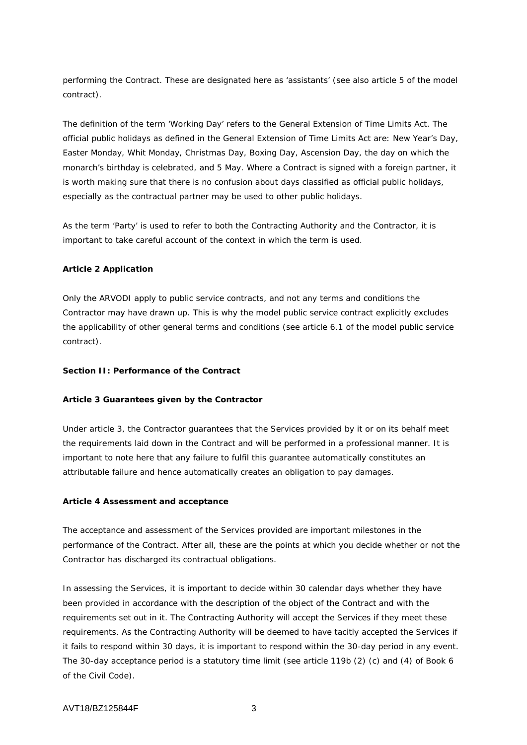performing the Contract. These are designated here as 'assistants' (see also article 5 of the model contract).

The definition of the term 'Working Day' refers to the General Extension of Time Limits Act. The official public holidays as defined in the General Extension of Time Limits Act are: New Year's Day, Easter Monday, Whit Monday, Christmas Day, Boxing Day, Ascension Day, the day on which the monarch's birthday is celebrated, and 5 May. Where a Contract is signed with a foreign partner, it is worth making sure that there is no confusion about days classified as official public holidays, especially as the contractual partner may be used to other public holidays.

As the term 'Party' is used to refer to both the Contracting Authority and the Contractor, it is important to take careful account of the context in which the term is used.

**Article 2 Application**

Only the ARVODI apply to public service contracts, and not any terms and conditions the Contractor may have drawn up. This is why the model public service contract explicitly excludes the applicability of other general terms and conditions (see article 6.1 of the model public service contract).

**Section II: Performance of the Contract**

**Article 3 Guarantees given by the Contractor**

Under article 3, the Contractor guarantees that the Services provided by it or on its behalf meet the requirements laid down in the Contract and will be performed in a professional manner. It is important to note here that any failure to fulfil this guarantee automatically constitutes an attributable failure and hence automatically creates an obligation to pay damages.

**Article 4 Assessment and acceptance**

The acceptance and assessment of the Services provided are important milestones in the performance of the Contract. After all, these are the points at which you decide whether or not the Contractor has discharged its contractual obligations.

In assessing the Services, it is important to decide within 30 calendar days whether they have been provided in accordance with the description of the object of the Contract and with the requirements set out in it. The Contracting Authority will accept the Services if they meet these requirements. As the Contracting Authority will be deemed to have tacitly accepted the Services if it fails to respond within 30 days, it is important to respond within the 30-day period in any event. The 30-day acceptance period is a statutory time limit (see article 119b (2) (c) and (4) of Book 6 of the Civil Code).

AVT18/BZ125844F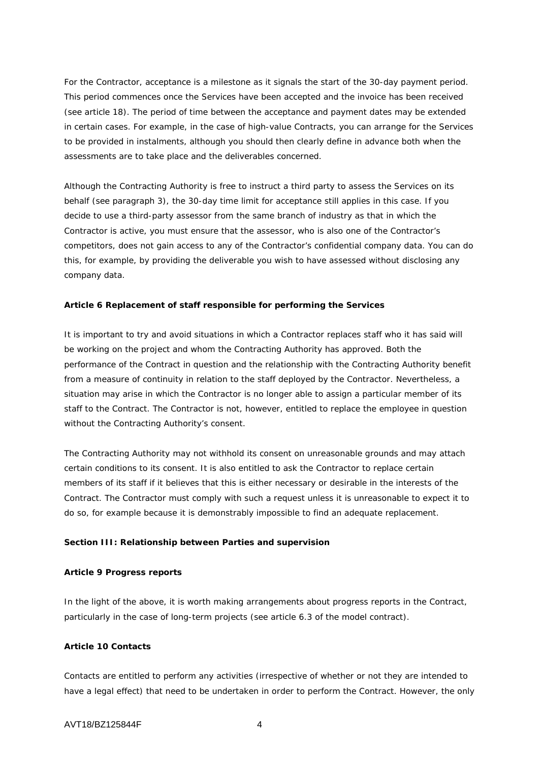For the Contractor, acceptance is a milestone as it signals the start of the 30-day payment period. This period commences once the Services have been accepted and the invoice has been received (see article 18). The period of time between the acceptance and payment dates may be extended in certain cases. For example, in the case of high-value Contracts, you can arrange for the Services to be provided in instalments, although you should then clearly define in advance both when the assessments are to take place and the deliverables concerned.

Although the Contracting Authority is free to instruct a third party to assess the Services on its behalf (see paragraph 3), the 30-day time limit for acceptance still applies in this case. If you decide to use a third-party assessor from the same branch of industry as that in which the Contractor is active, you must ensure that the assessor, who is also one of the Contractor's competitors, does not gain access to any of the Contractor's confidential company data. You can do this, for example, by providing the deliverable you wish to have assessed without disclosing any company data.

**Article 6 Replacement of staff responsible for performing the Services**

It is important to try and avoid situations in which a Contractor replaces staff who it has said will be working on the project and whom the Contracting Authority has approved. Both the performance of the Contract in question and the relationship with the Contracting Authority benefit from a measure of continuity in relation to the staff deployed by the Contractor. Nevertheless, a situation may arise in which the Contractor is no longer able to assign a particular member of its staff to the Contract. The Contractor is not, however, entitled to replace the employee in question without the Contracting Authority's consent.

The Contracting Authority may not withhold its consent on unreasonable grounds and may attach certain conditions to its consent. It is also entitled to ask the Contractor to replace certain members of its staff if it believes that this is either necessary or desirable in the interests of the Contract. The Contractor must comply with such a request unless it is unreasonable to expect it to do so, for example because it is demonstrably impossible to find an adequate replacement.

**Section III: Relationship between Parties and supervision**

**Article 9 Progress reports**

In the light of the above, it is worth making arrangements about progress reports in the Contract, particularly in the case of long-term projects (see article 6.3 of the model contract).

**Article 10 Contacts**

Contacts are entitled to perform any activities (irrespective of whether or not they are intended to have a legal effect) that need to be undertaken in order to perform the Contract. However, the only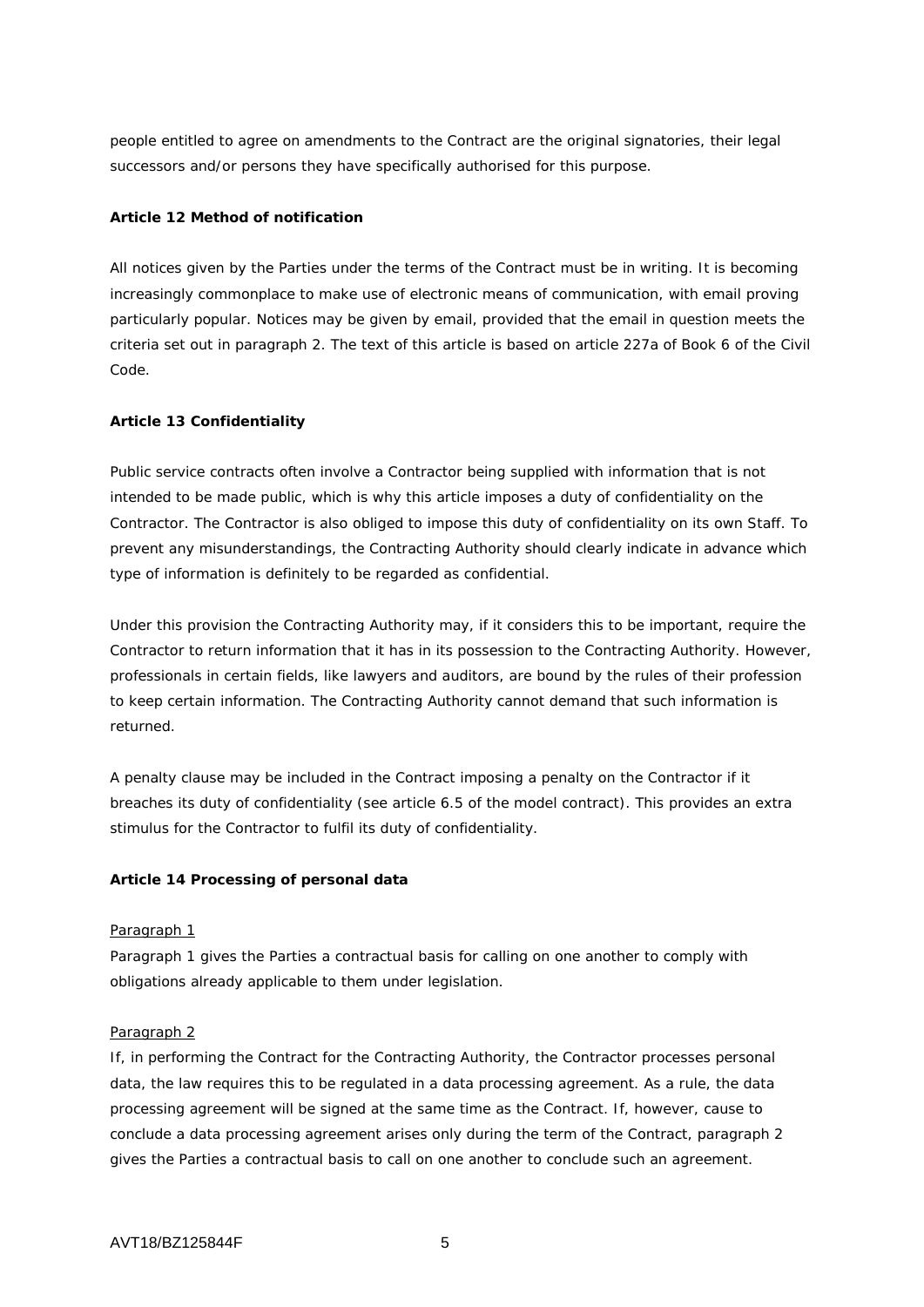people entitled to agree on amendments to the Contract are the original signatories, their legal successors and/or persons they have specifically authorised for this purpose.

**Article 12 Method of notification**

All notices given by the Parties under the terms of the Contract must be in writing. It is becoming increasingly commonplace to make use of electronic means of communication, with email proving particularly popular. Notices may be given by email, provided that the email in question meets the criteria set out in paragraph 2. The text of this article is based on article 227a of Book 6 of the Civil Code.

**Article 13 Confidentiality**

Public service contracts often involve a Contractor being supplied with information that is not intended to be made public, which is why this article imposes a duty of confidentiality on the Contractor. The Contractor is also obliged to impose this duty of confidentiality on its own Staff. To prevent any misunderstandings, the Contracting Authority should clearly indicate in advance which type of information is definitely to be regarded as confidential.

Under this provision the Contracting Authority may, if it considers this to be important, require the Contractor to return information that it has in its possession to the Contracting Authority. However, professionals in certain fields, like lawyers and auditors, are bound by the rules of their profession to keep certain information. The Contracting Authority cannot demand that such information is returned.

A penalty clause may be included in the Contract imposing a penalty on the Contractor if it breaches its duty of confidentiality (see article 6.5 of the model contract). This provides an extra stimulus for the Contractor to fulfil its duty of confidentiality.

**Article 14 Processing of personal data**

Paragraph 1

Paragraph 1 gives the Parties a contractual basis for calling on one another to comply with obligations already applicable to them under legislation.

Paragraph 2

If, in performing the Contract for the Contracting Authority, the Contractor processes personal data, the law requires this to be regulated in a data processing agreement. As a rule, the data processing agreement will be signed at the same time as the Contract. If, however, cause to conclude a data processing agreement arises only during the term of the Contract, paragraph 2 gives the Parties a contractual basis to call on one another to conclude such an agreement.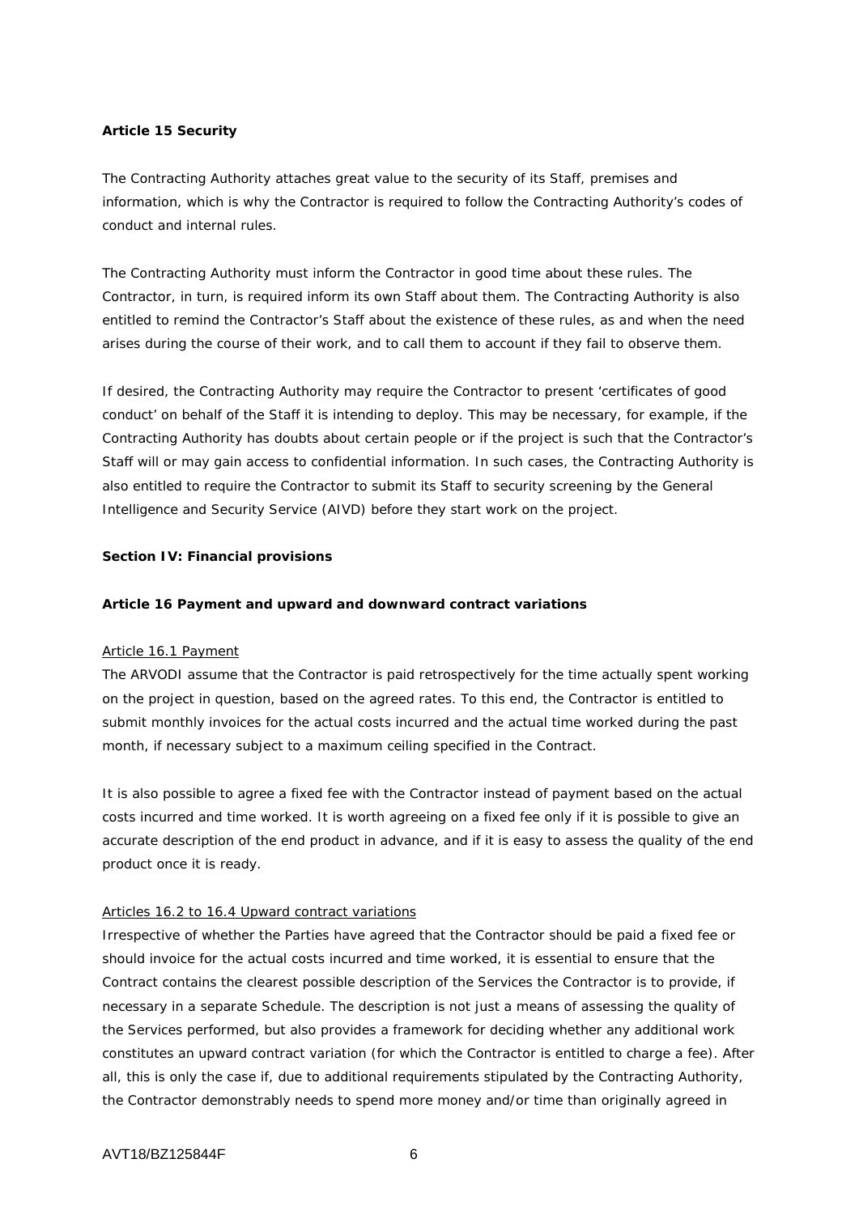**Article 15 Security**

The Contracting Authority attaches great value to the security of its Staff, premises and information, which is why the Contractor is required to follow the Contracting Authority's codes of conduct and internal rules.

The Contracting Authority must inform the Contractor in good time about these rules. The Contractor, in turn, is required inform its own Staff about them. The Contracting Authority is also entitled to remind the Contractor's Staff about the existence of these rules, as and when the need arises during the course of their work, and to call them to account if they fail to observe them.

If desired, the Contracting Authority may require the Contractor to present 'certificates of good conduct' on behalf of the Staff it is intending to deploy. This may be necessary, for example, if the Contracting Authority has doubts about certain people or if the project is such that the Contractor's Staff will or may gain access to confidential information. In such cases, the Contracting Authority is also entitled to require the Contractor to submit its Staff to security screening by the General Intelligence and Security Service (AIVD) before they start work on the project.

**Section IV: Financial provisions**

**Article 16 Payment and upward and downward contract variations**

Article 16.1 Payment

The ARVODI assume that the Contractor is paid retrospectively for the time actually spent working on the project in question, based on the agreed rates. To this end, the Contractor is entitled to submit monthly invoices for the actual costs incurred and the actual time worked during the past month, if necessary subject to a maximum ceiling specified in the Contract.

It is also possible to agree a fixed fee with the Contractor instead of payment based on the actual costs incurred and time worked. It is worth agreeing on a fixed fee only if it is possible to give an accurate description of the end product in advance, and if it is easy to assess the quality of the end product once it is ready.

Articles 16.2 to 16.4 Upward contract variations

Irrespective of whether the Parties have agreed that the Contractor should be paid a fixed fee or should invoice for the actual costs incurred and time worked, it is essential to ensure that the Contract contains the clearest possible description of the Services the Contractor is to provide, if necessary in a separate Schedule. The description is not just a means of assessing the quality of the Services performed, but also provides a framework for deciding whether any additional work constitutes an upward contract variation (for which the Contractor is entitled to charge a fee). After all, this is only the case if, due to additional requirements stipulated by the Contracting Authority, the Contractor demonstrably needs to spend more money and/or time than originally agreed in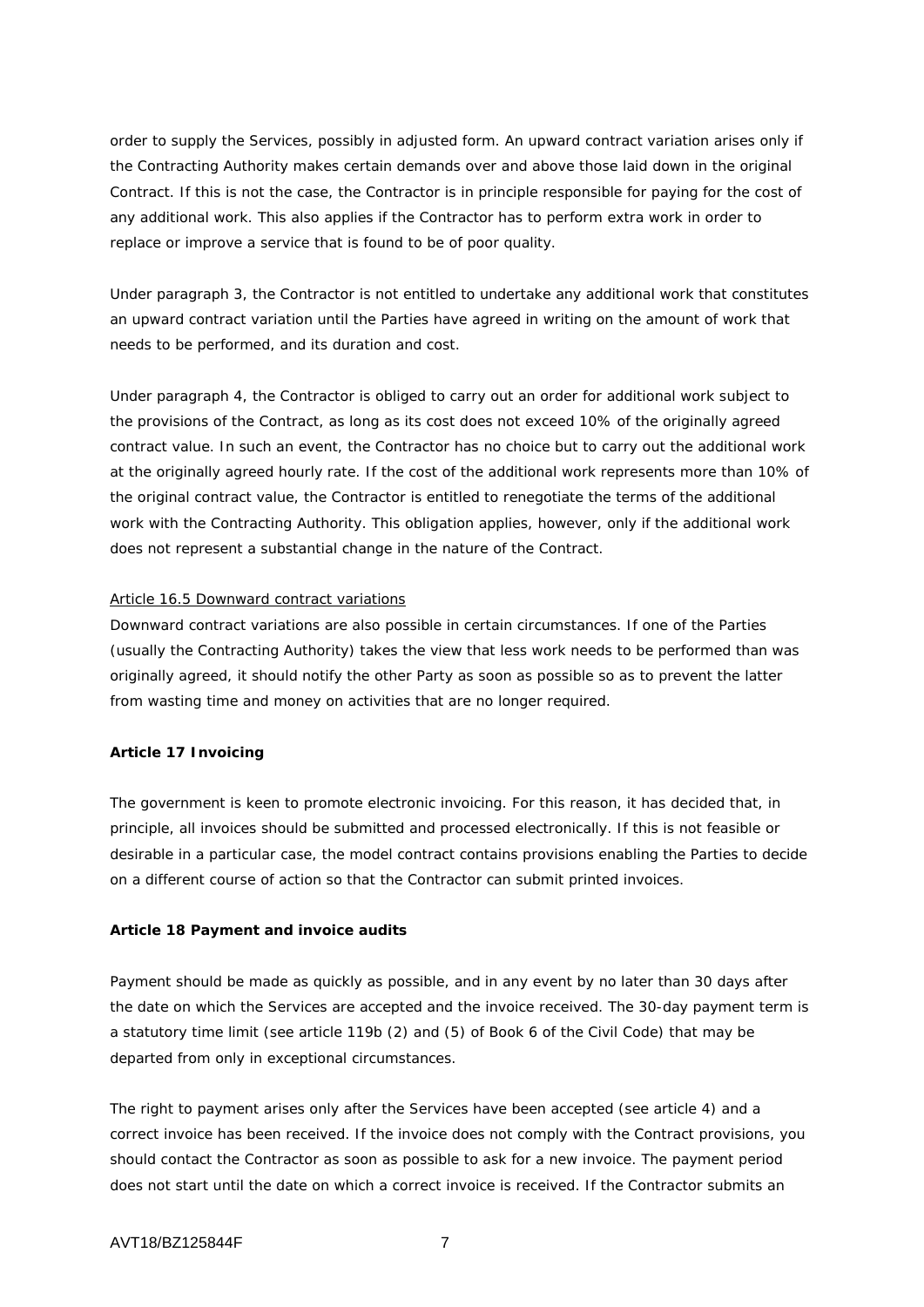order to supply the Services, possibly in adjusted form. An upward contract variation arises only if the Contracting Authority makes certain demands over and above those laid down in the original Contract. If this is not the case, the Contractor is in principle responsible for paying for the cost of any additional work. This also applies if the Contractor has to perform extra work in order to replace or improve a service that is found to be of poor quality.

Under paragraph 3, the Contractor is not entitled to undertake any additional work that constitutes an upward contract variation until the Parties have agreed in writing on the amount of work that needs to be performed, and its duration and cost.

Under paragraph 4, the Contractor is obliged to carry out an order for additional work subject to the provisions of the Contract, as long as its cost does not exceed 10% of the originally agreed contract value. In such an event, the Contractor has no choice but to carry out the additional work at the originally agreed hourly rate. If the cost of the additional work represents more than 10% of the original contract value, the Contractor is entitled to renegotiate the terms of the additional work with the Contracting Authority. This obligation applies, however, only if the additional work does not represent a substantial change in the nature of the Contract.

Article 16.5 Downward contract variations

Downward contract variations are also possible in certain circumstances. If one of the Parties (usually the Contracting Authority) takes the view that less work needs to be performed than was originally agreed, it should notify the other Party as soon as possible so as to prevent the latter from wasting time and money on activities that are no longer required.

**Article 17 Invoicing**

The government is keen to promote electronic invoicing. For this reason, it has decided that, in principle, all invoices should be submitted and processed electronically. If this is not feasible or desirable in a particular case, the model contract contains provisions enabling the Parties to decide on a different course of action so that the Contractor can submit printed invoices.

**Article 18 Payment and invoice audits**

Payment should be made as quickly as possible, and in any event by no later than 30 days after the date on which the Services are accepted and the invoice received. The 30-day payment term is a statutory time limit (see article 119b (2) and (5) of Book 6 of the Civil Code) that may be departed from only in exceptional circumstances.

The right to payment arises only after the Services have been accepted (see article 4) and a correct invoice has been received. If the invoice does not comply with the Contract provisions, you should contact the Contractor as soon as possible to ask for a new invoice. The payment period does not start until the date on which a correct invoice is received. If the Contractor submits an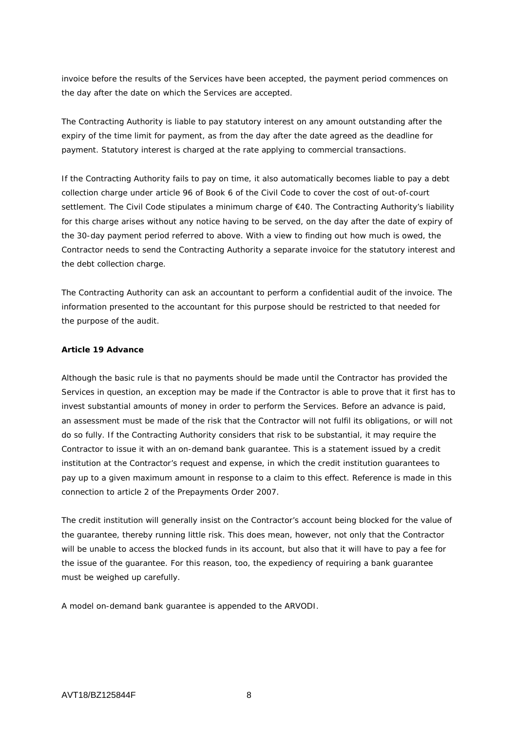invoice before the results of the Services have been accepted, the payment period commences on the day after the date on which the Services are accepted.

The Contracting Authority is liable to pay statutory interest on any amount outstanding after the expiry of the time limit for payment, as from the day after the date agreed as the deadline for payment. Statutory interest is charged at the rate applying to commercial transactions.

If the Contracting Authority fails to pay on time, it also automatically becomes liable to pay a debt collection charge under article 96 of Book 6 of the Civil Code to cover the cost of out-of-court settlement. The Civil Code stipulates a minimum charge of €40. The Contracting Authority's liability for this charge arises without any notice having to be served, on the day after the date of expiry of the 30-day payment period referred to above. With a view to finding out how much is owed, the Contractor needs to send the Contracting Authority a separate invoice for the statutory interest and the debt collection charge.

The Contracting Authority can ask an accountant to perform a confidential audit of the invoice. The information presented to the accountant for this purpose should be restricted to that needed for the purpose of the audit.

**Article 19 Advance**

Although the basic rule is that no payments should be made until the Contractor has provided the Services in question, an exception may be made if the Contractor is able to prove that it first has to invest substantial amounts of money in order to perform the Services. Before an advance is paid, an assessment must be made of the risk that the Contractor will not fulfil its obligations, or will not do so fully. If the Contracting Authority considers that risk to be substantial, it may require the Contractor to issue it with an on-demand bank guarantee. This is a statement issued by a credit institution at the Contractor's request and expense, in which the credit institution guarantees to pay up to a given maximum amount in response to a claim to this effect. Reference is made in this connection to article 2 of the Prepayments Order 2007.

The credit institution will generally insist on the Contractor's account being blocked for the value of the guarantee, thereby running little risk. This does mean, however, not only that the Contractor will be unable to access the blocked funds in its account, but also that it will have to pay a fee for the issue of the guarantee. For this reason, too, the expediency of requiring a bank guarantee must be weighed up carefully.

A model on-demand bank guarantee is appended to the ARVODI.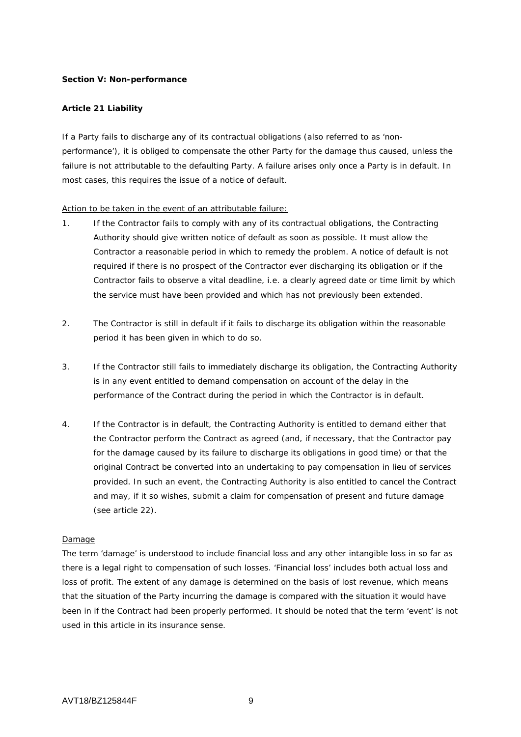**Section V: Non-performance**

**Article 21 Liability**

If a Party fails to discharge any of its contractual obligations (also referred to as 'non-performance'), it is obliged to compensate the other Party for the damage thus caused, unless the failure is not attributable to the defaulting Party. A failure arises only once a Party is in default. In most cases, this requires the issue of a notice of default.

<u>Action to be taken in the event of an attributable failure:</u>

1. If the Contractor fails to comply with any of its contractual obligations, the Contracting Authority should give written notice of default as soon as possible. It must allow the Contractor a reasonable period in which to remedy the problem. A notice of default is not required if there is no prospect of the Contractor ever discharging its obligation or if the Contractor fails to observe a vital deadline, i.e. a clearly agreed date or time limit by which the service must have been provided and which has not previously been extended.

2. The Contractor is still in default if it fails to discharge its obligation within the reasonable period it has been given in which to do so.

3. If the Contractor still fails to immediately discharge its obligation, the Contracting Authority is in any event entitled to demand compensation on account of the delay in the performance of the Contract during the period in which the Contractor is in default.

4. If the Contractor is in default, the Contracting Authority is entitled to demand either that the Contractor perform the Contract as agreed (and, if necessary, that the Contractor pay for the damage caused by its failure to discharge its obligations in good time) or that the original Contract be converted into an undertaking to pay compensation in lieu of services provided. In such an event, the Contracting Authority is also entitled to cancel the Contract and may, if it so wishes, submit a claim for compensation of present and future damage (see article 22).

<u>Damage</u>

The term 'damage' is understood to include financial loss and any other intangible loss in so far as there is a legal right to compensation of such losses. 'Financial loss' includes both actual loss and loss of profit. The extent of any damage is determined on the basis of lost revenue, which means that the situation of the Party incurring the damage is compared with the situation it would have been in if the Contract had been properly performed. It should be noted that the term 'event' is not used in this article in its insurance sense.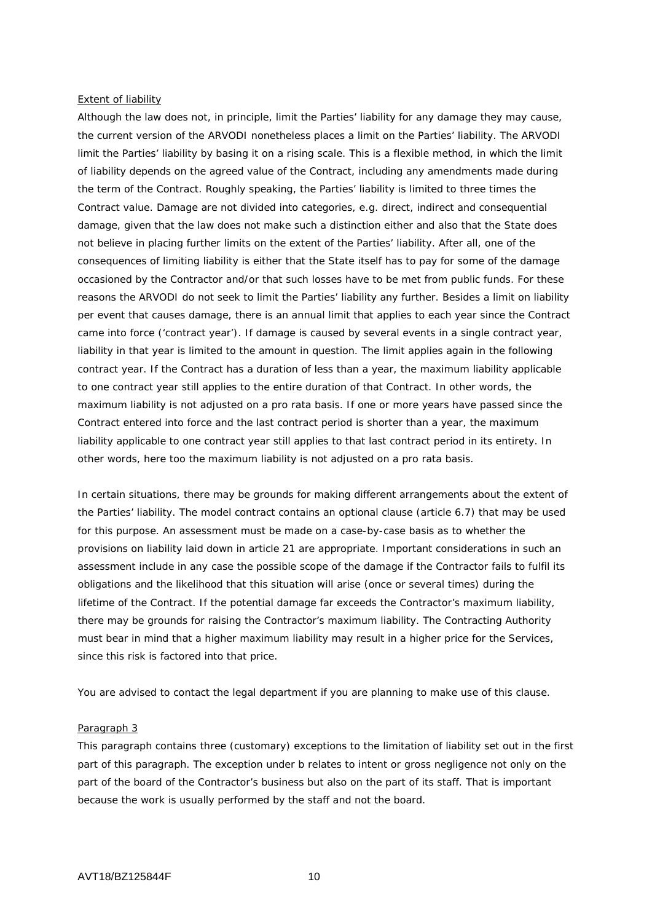Extent of liability

Although the law does not, in principle, limit the Parties' liability for any damage they may cause, the current version of the ARVODI nonetheless places a limit on the Parties' liability. The ARVODI limit the Parties' liability by basing it on a rising scale. This is a flexible method, in which the limit of liability depends on the agreed value of the Contract, including any amendments made during the term of the Contract. Roughly speaking, the Parties' liability is limited to three times the Contract value. Damage are not divided into categories, e.g. direct, indirect and consequential damage, given that the law does not make such a distinction either and also that the State does not believe in placing further limits on the extent of the Parties' liability. After all, one of the consequences of limiting liability is either that the State itself has to pay for some of the damage occasioned by the Contractor and/or that such losses have to be met from public funds. For these reasons the ARVODI do not seek to limit the Parties' liability any further. Besides a limit on liability per event that causes damage, there is an annual limit that applies to each year since the Contract came into force ('contract year'). If damage is caused by several events in a single contract year, liability in that year is limited to the amount in question. The limit applies again in the following contract year. If the Contract has a duration of less than a year, the maximum liability applicable to one contract year still applies to the entire duration of that Contract. In other words, the maximum liability is not adjusted on a pro rata basis. If one or more years have passed since the Contract entered into force and the last contract period is shorter than a year, the maximum liability applicable to one contract year still applies to that last contract period in its entirety. In other words, here too the maximum liability is not adjusted on a pro rata basis.

In certain situations, there may be grounds for making different arrangements about the extent of the Parties' liability. The model contract contains an optional clause (article 6.7) that may be used for this purpose. An assessment must be made on a case-by-case basis as to whether the provisions on liability laid down in article 21 are appropriate. Important considerations in such an assessment include in any case the possible scope of the damage if the Contractor fails to fulfil its obligations and the likelihood that this situation will arise (once or several times) during the lifetime of the Contract. If the potential damage far exceeds the Contractor's maximum liability, there may be grounds for raising the Contractor's maximum liability. The Contracting Authority must bear in mind that a higher maximum liability may result in a higher price for the Services, since this risk is factored into that price.

You are advised to contact the legal department if you are planning to make use of this clause.

Paragraph 3

This paragraph contains three (customary) exceptions to the limitation of liability set out in the first part of this paragraph. The exception under b relates to intent or gross negligence not only on the part of the board of the Contractor's business but also on the part of its staff. That is important because the work is usually performed by the staff and not the board.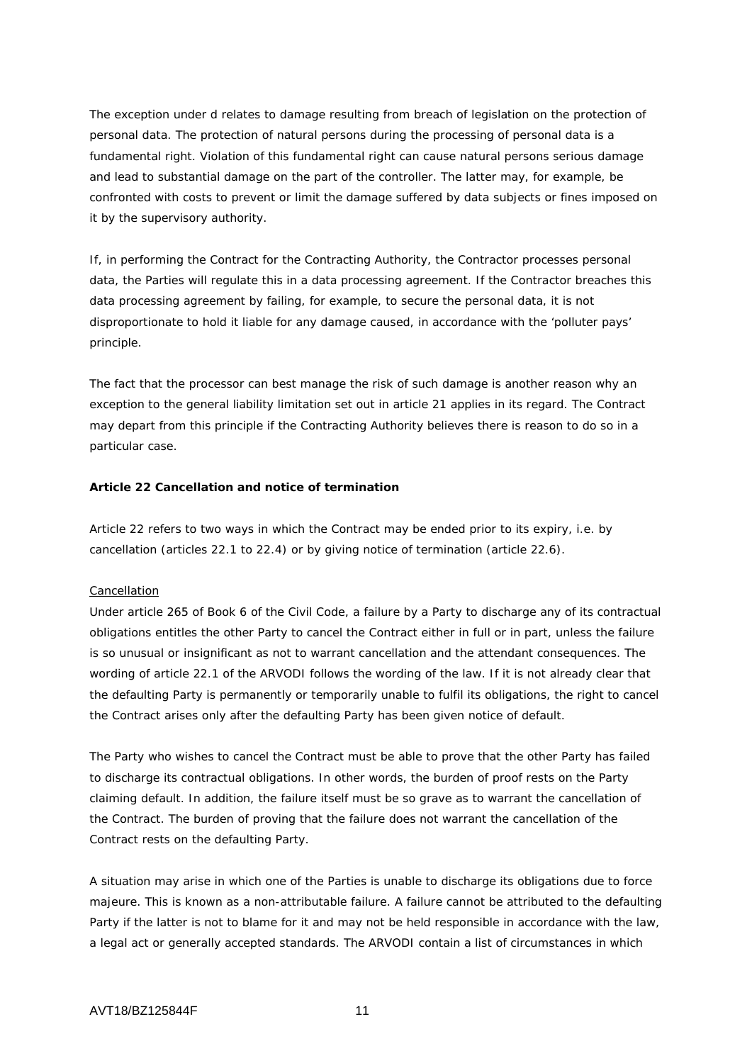The exception under d relates to damage resulting from breach of legislation on the protection of personal data. The protection of natural persons during the processing of personal data is a fundamental right. Violation of this fundamental right can cause natural persons serious damage and lead to substantial damage on the part of the controller. The latter may, for example, be confronted with costs to prevent or limit the damage suffered by data subjects or fines imposed on it by the supervisory authority.

If, in performing the Contract for the Contracting Authority, the Contractor processes personal data, the Parties will regulate this in a data processing agreement. If the Contractor breaches this data processing agreement by failing, for example, to secure the personal data, it is not disproportionate to hold it liable for any damage caused, in accordance with the 'polluter pays' principle.

The fact that the processor can best manage the risk of such damage is another reason why an exception to the general liability limitation set out in article 21 applies in its regard. The Contract may depart from this principle if the Contracting Authority believes there is reason to do so in a particular case.

**Article 22 Cancellation and notice of termination**

Article 22 refers to two ways in which the Contract may be ended prior to its expiry, i.e. by cancellation (articles 22.1 to 22.4) or by giving notice of termination (article 22.6).

Cancellation

Under article 265 of Book 6 of the Civil Code, a failure by a Party to discharge any of its contractual obligations entitles the other Party to cancel the Contract either in full or in part, unless the failure is so unusual or insignificant as not to warrant cancellation and the attendant consequences. The wording of article 22.1 of the ARVODI follows the wording of the law. If it is not already clear that the defaulting Party is permanently or temporarily unable to fulfil its obligations, the right to cancel the Contract arises only after the defaulting Party has been given notice of default.

The Party who wishes to cancel the Contract must be able to prove that the other Party has failed to discharge its contractual obligations. In other words, the burden of proof rests on the Party claiming default. In addition, the failure itself must be so grave as to warrant the cancellation of the Contract. The burden of proving that the failure does not warrant the cancellation of the Contract rests on the defaulting Party.

A situation may arise in which one of the Parties is unable to discharge its obligations due to force majeure. This is known as a non-attributable failure. A failure cannot be attributed to the defaulting Party if the latter is not to blame for it and may not be held responsible in accordance with the law, a legal act or generally accepted standards. The ARVODI contain a list of circumstances in which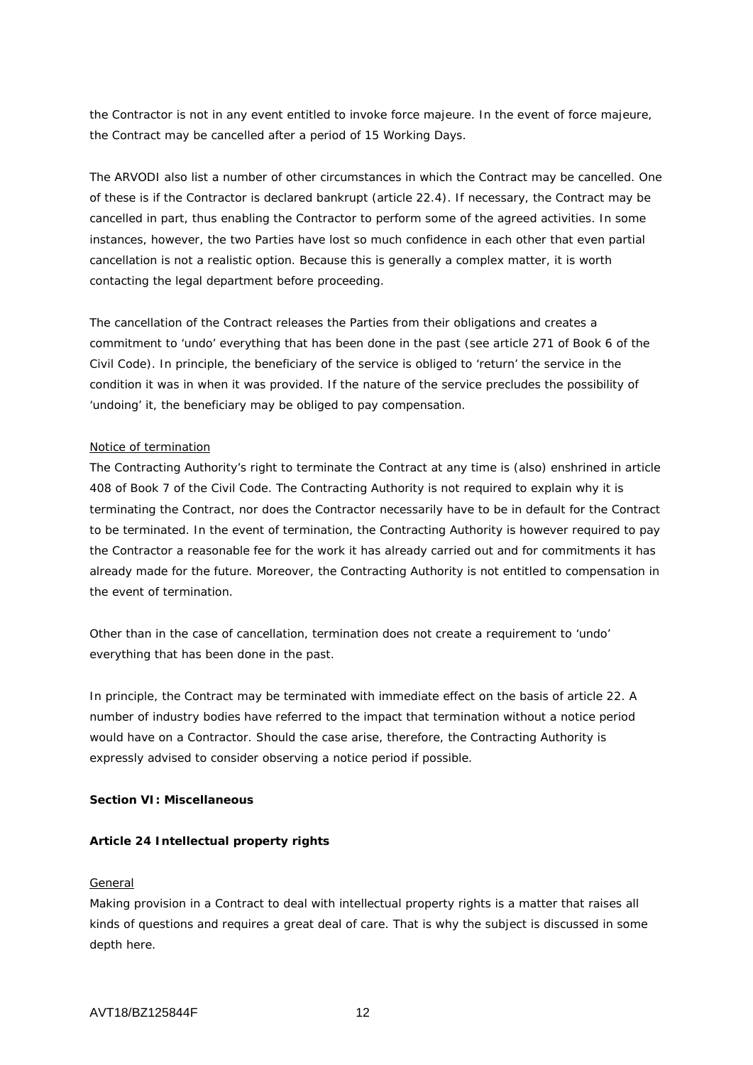the Contractor is not in any event entitled to invoke force majeure. In the event of force majeure, the Contract may be cancelled after a period of 15 Working Days.

The ARVODI also list a number of other circumstances in which the Contract may be cancelled. One of these is if the Contractor is declared bankrupt (article 22.4). If necessary, the Contract may be cancelled in part, thus enabling the Contractor to perform some of the agreed activities. In some instances, however, the two Parties have lost so much confidence in each other that even partial cancellation is not a realistic option. Because this is generally a complex matter, it is worth contacting the legal department before proceeding.

The cancellation of the Contract releases the Parties from their obligations and creates a commitment to 'undo' everything that has been done in the past (see article 271 of Book 6 of the Civil Code). In principle, the beneficiary of the service is obliged to 'return' the service in the condition it was in when it was provided. If the nature of the service precludes the possibility of 'undoing' it, the beneficiary may be obliged to pay compensation.

<u>Notice of termination</u>

The Contracting Authority's right to terminate the Contract at any time is (also) enshrined in article 408 of Book 7 of the Civil Code. The Contracting Authority is not required to explain why it is terminating the Contract, nor does the Contractor necessarily have to be in default for the Contract to be terminated. In the event of termination, the Contracting Authority is however required to pay the Contractor a reasonable fee for the work it has already carried out and for commitments it has already made for the future. Moreover, the Contracting Authority is not entitled to compensation in the event of termination.

Other than in the case of cancellation, termination does not create a requirement to 'undo' everything that has been done in the past.

In principle, the Contract may be terminated with immediate effect on the basis of article 22. A number of industry bodies have referred to the impact that termination without a notice period would have on a Contractor. Should the case arise, therefore, the Contracting Authority is expressly advised to consider observing a notice period if possible.

## Section VI: Miscellaneous

### Article 24 Intellectual property rights

<u>General</u>

Making provision in a Contract to deal with intellectual property rights is a matter that raises all kinds of questions and requires a great deal of care. That is why the subject is discussed in some depth here.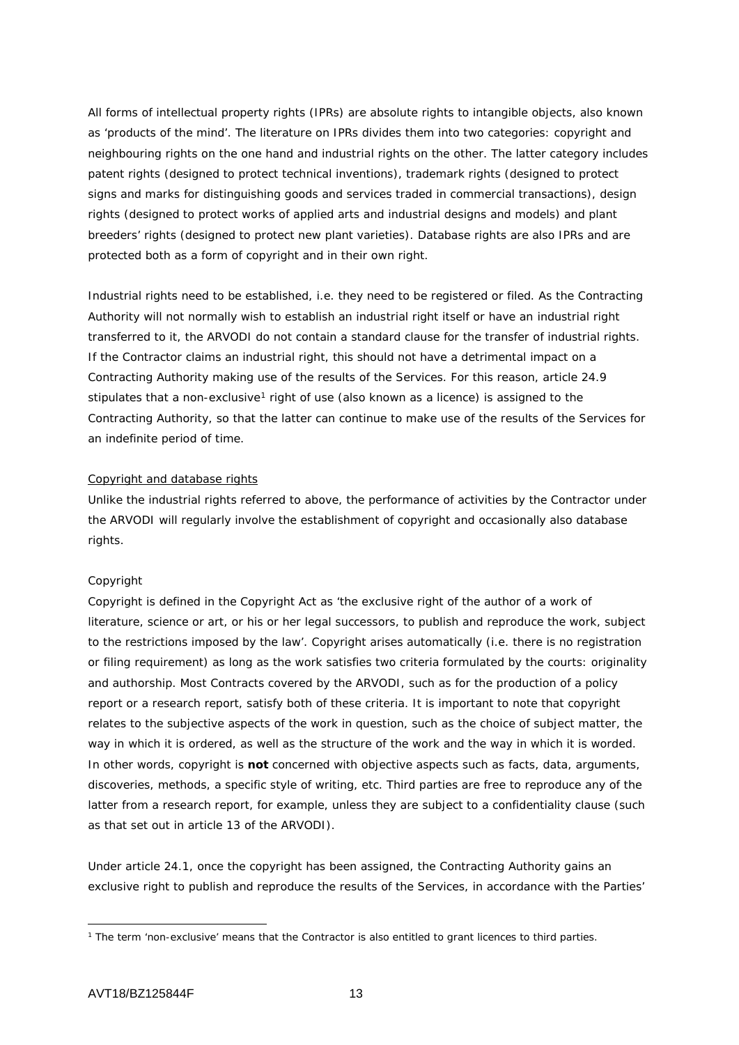All forms of intellectual property rights (IPRs) are absolute rights to intangible objects, also known as 'products of the mind'. The literature on IPRs divides them into two categories: copyright and neighbouring rights on the one hand and industrial rights on the other. The latter category includes patent rights (designed to protect technical inventions), trademark rights (designed to protect signs and marks for distinguishing goods and services traded in commercial transactions), design rights (designed to protect works of applied arts and industrial designs and models) and plant breeders' rights (designed to protect new plant varieties). Database rights are also IPRs and are protected both as a form of copyright and in their own right.

Industrial rights need to be established, i.e. they need to be registered or filed. As the Contracting Authority will not normally wish to establish an industrial right itself or have an industrial right transferred to it, the ARVODI do not contain a standard clause for the transfer of industrial rights. If the Contractor claims an industrial right, this should not have a detrimental impact on a Contracting Authority making use of the results of the Services. For this reason, article 24.9 stipulates that a non-exclusive[1] right of use (also known as a licence) is assigned to the Contracting Authority, so that the latter can continue to make use of the results of the Services for an indefinite period of time.

<u>Copyright and database rights</u>

Unlike the industrial rights referred to above, the performance of activities by the Contractor under the ARVODI will regularly involve the establishment of copyright and occasionally also database rights.

*Copyright*

Copyright is defined in the Copyright Act as 'the exclusive right of the author of a work of literature, science or art, or his or her legal successors, to publish and reproduce the work, subject to the restrictions imposed by the law'. Copyright arises automatically (i.e. there is no registration or filing requirement) as long as the work satisfies two criteria formulated by the courts: originality and authorship. Most Contracts covered by the ARVODI, such as for the production of a policy report or a research report, satisfy both of these criteria. It is important to note that copyright relates to the subjective aspects of the work in question, such as the choice of subject matter, the way in which it is ordered, as well as the structure of the work and the way in which it is worded. In other words, copyright is **not** concerned with objective aspects such as facts, data, arguments, discoveries, methods, a specific style of writing, etc. Third parties are free to reproduce any of the latter from a research report, for example, unless they are subject to a confidentiality clause (such as that set out in article 13 of the ARVODI).

Under article 24.1, once the copyright has been assigned, the Contracting Authority gains an exclusive right to publish and reproduce the results of the Services, in accordance with the Parties'

---

[1] The term 'non-exclusive' means that the Contractor is also entitled to grant licences to third parties.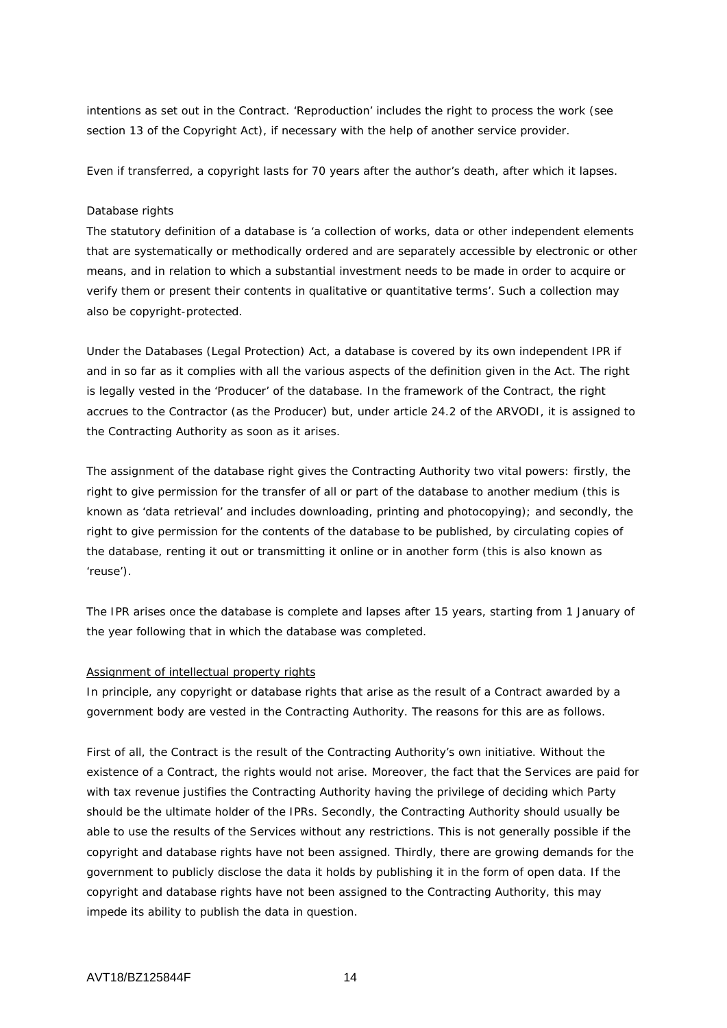intentions as set out in the Contract. 'Reproduction' includes the right to process the work (see section 13 of the Copyright Act), if necessary with the help of another service provider.

Even if transferred, a copyright lasts for 70 years after the author's death, after which it lapses.

*Database rights*

The statutory definition of a database is 'a collection of works, data or other independent elements that are systematically or methodically ordered and are separately accessible by electronic or other means, and in relation to which a substantial investment needs to be made in order to acquire or verify them or present their contents in qualitative or quantitative terms'. Such a collection may also be copyright-protected.

Under the Databases (Legal Protection) Act, a database is covered by its own independent IPR if and in so far as it complies with all the various aspects of the definition given in the Act. The right is legally vested in the 'Producer' of the database. In the framework of the Contract, the right accrues to the Contractor (as the Producer) but, under article 24.2 of the ARVODI, it is assigned to the Contracting Authority as soon as it arises.

The assignment of the database right gives the Contracting Authority two vital powers: firstly, the right to give permission for the transfer of all or part of the database to another medium (this is known as 'data retrieval' and includes downloading, printing and photocopying); and secondly, the right to give permission for the contents of the database to be published, by circulating copies of the database, renting it out or transmitting it online or in another form (this is also known as 'reuse').

The IPR arises once the database is complete and lapses after 15 years, starting from 1 January of the year following that in which the database was completed.

<u>Assignment of intellectual property rights</u>

In principle, any copyright or database rights that arise as the result of a Contract awarded by a government body are vested in the Contracting Authority. The reasons for this are as follows.

First of all, the Contract is the result of the Contracting Authority's own initiative. Without the existence of a Contract, the rights would not arise. Moreover, the fact that the Services are paid for with tax revenue justifies the Contracting Authority having the privilege of deciding which Party should be the ultimate holder of the IPRs. Secondly, the Contracting Authority should usually be able to use the results of the Services without any restrictions. This is not generally possible if the copyright and database rights have not been assigned. Thirdly, there are growing demands for the government to publicly disclose the data it holds by publishing it in the form of open data. If the copyright and database rights have not been assigned to the Contracting Authority, this may impede its ability to publish the data in question.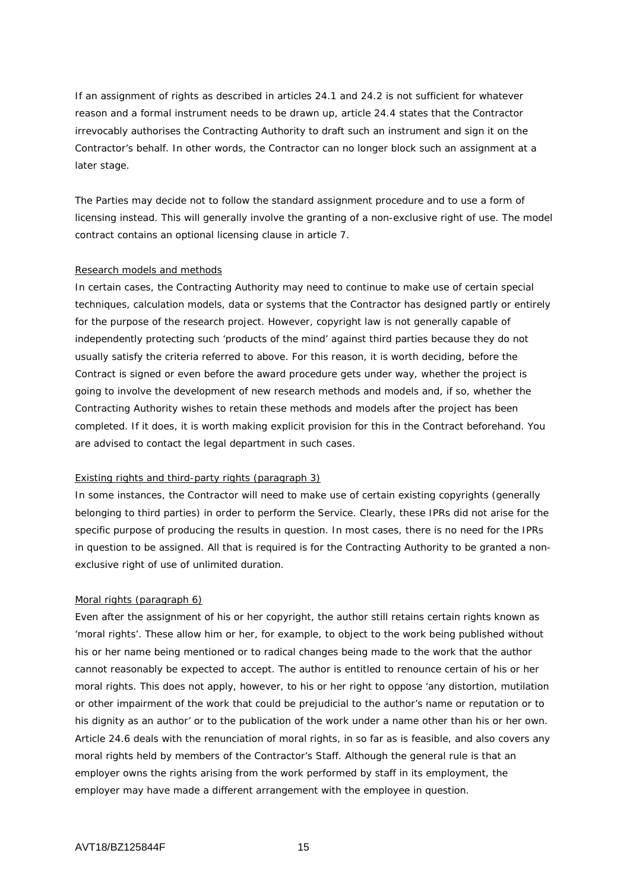If an assignment of rights as described in articles 24.1 and 24.2 is not sufficient for whatever reason and a formal instrument needs to be drawn up, article 24.4 states that the Contractor irrevocably authorises the Contracting Authority to draft such an instrument and sign it on the Contractor's behalf. In other words, the Contractor can no longer block such an assignment at a later stage.

The Parties may decide not to follow the standard assignment procedure and to use a form of licensing instead. This will generally involve the granting of a non-exclusive right of use. The model contract contains an optional licensing clause in article 7.

<u>Research models and methods</u>

In certain cases, the Contracting Authority may need to continue to make use of certain special techniques, calculation models, data or systems that the Contractor has designed partly or entirely for the purpose of the research project. However, copyright law is not generally capable of independently protecting such 'products of the mind' against third parties because they do not usually satisfy the criteria referred to above. For this reason, it is worth deciding, before the Contract is signed or even before the award procedure gets under way, whether the project is going to involve the development of new research methods and models and, if so, whether the Contracting Authority wishes to retain these methods and models after the project has been completed. If it does, it is worth making explicit provision for this in the Contract beforehand. You are advised to contact the legal department in such cases.

<u>Existing rights and third-party rights (paragraph 3)</u>

In some instances, the Contractor will need to make use of certain existing copyrights (generally belonging to third parties) in order to perform the Service. Clearly, these IPRs did not arise for the specific purpose of producing the results in question. In most cases, there is no need for the IPRs in question to be assigned. All that is required is for the Contracting Authority to be granted a non-exclusive right of use of unlimited duration.

<u>Moral rights (paragraph 6)</u>

Even after the assignment of his or her copyright, the author still retains certain rights known as 'moral rights'. These allow him or her, for example, to object to the work being published without his or her name being mentioned or to radical changes being made to the work that the author cannot reasonably be expected to accept. The author is entitled to renounce certain of his or her moral rights. This does not apply, however, to his or her right to oppose 'any distortion, mutilation or other impairment of the work that could be prejudicial to the author's name or reputation or to his dignity as an author' or to the publication of the work under a name other than his or her own. Article 24.6 deals with the renunciation of moral rights, in so far as is feasible, and also covers any moral rights held by members of the Contractor's Staff. Although the general rule is that an employer owns the rights arising from the work performed by staff in its employment, the employer may have made a different arrangement with the employee in question.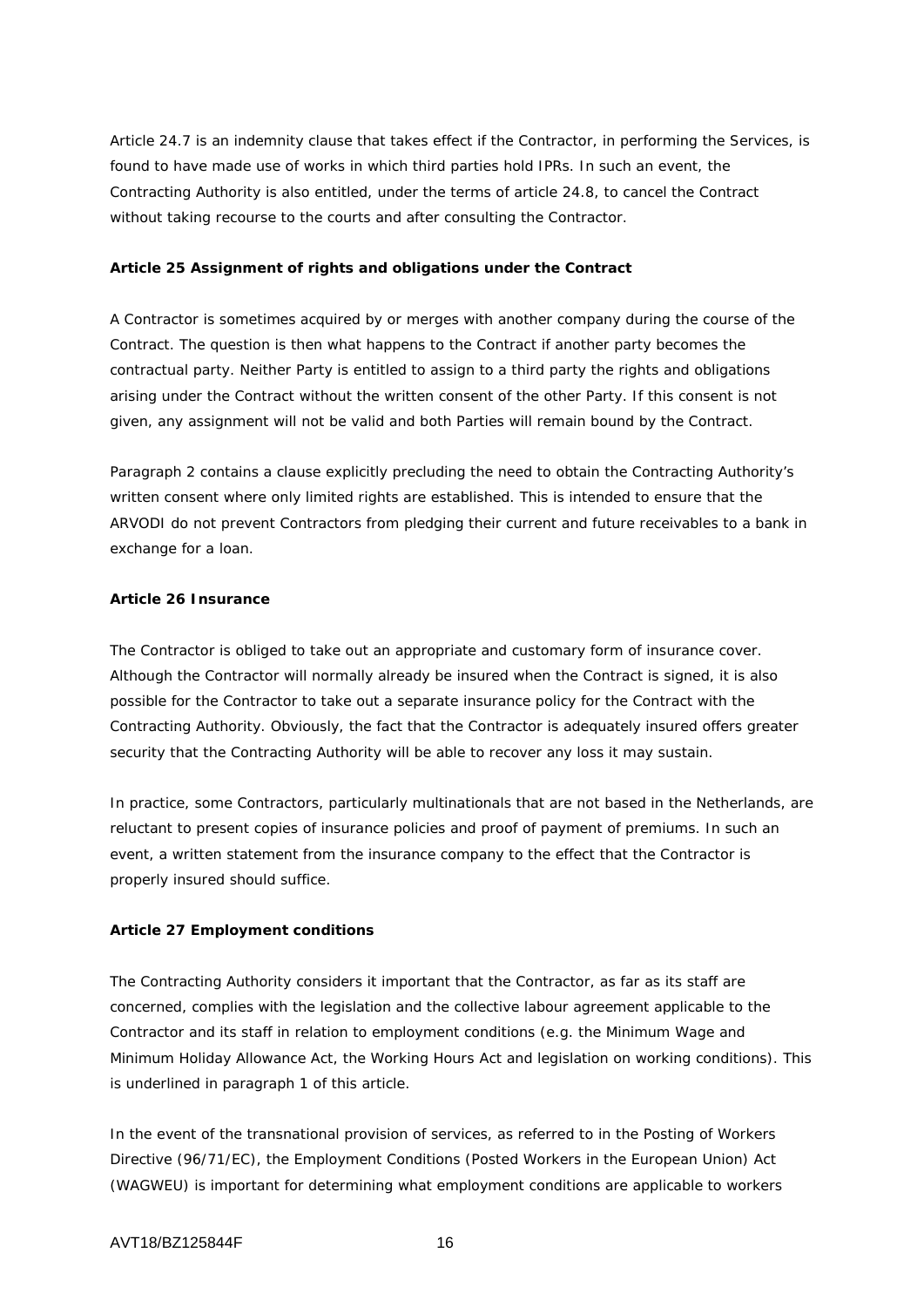Article 24.7 is an indemnity clause that takes effect if the Contractor, in performing the Services, is found to have made use of works in which third parties hold IPRs. In such an event, the Contracting Authority is also entitled, under the terms of article 24.8, to cancel the Contract without taking recourse to the courts and after consulting the Contractor.

**Article 25 Assignment of rights and obligations under the Contract**

A Contractor is sometimes acquired by or merges with another company during the course of the Contract. The question is then what happens to the Contract if another party becomes the contractual party. Neither Party is entitled to assign to a third party the rights and obligations arising under the Contract without the written consent of the other Party. If this consent is not given, any assignment will not be valid and both Parties will remain bound by the Contract.

Paragraph 2 contains a clause explicitly precluding the need to obtain the Contracting Authority's written consent where only limited rights are established. This is intended to ensure that the ARVODI do not prevent Contractors from pledging their current and future receivables to a bank in exchange for a loan.

**Article 26 Insurance**

The Contractor is obliged to take out an appropriate and customary form of insurance cover. Although the Contractor will normally already be insured when the Contract is signed, it is also possible for the Contractor to take out a separate insurance policy for the Contract with the Contracting Authority. Obviously, the fact that the Contractor is adequately insured offers greater security that the Contracting Authority will be able to recover any loss it may sustain.

In practice, some Contractors, particularly multinationals that are not based in the Netherlands, are reluctant to present copies of insurance policies and proof of payment of premiums. In such an event, a written statement from the insurance company to the effect that the Contractor is properly insured should suffice.

**Article 27 Employment conditions**

The Contracting Authority considers it important that the Contractor, as far as its staff are concerned, complies with the legislation and the collective labour agreement applicable to the Contractor and its staff in relation to employment conditions (e.g. the Minimum Wage and Minimum Holiday Allowance Act, the Working Hours Act and legislation on working conditions). This is underlined in paragraph 1 of this article.

In the event of the transnational provision of services, as referred to in the Posting of Workers Directive (96/71/EC), the Employment Conditions (Posted Workers in the European Union) Act (WAGWEU) is important for determining what employment conditions are applicable to workers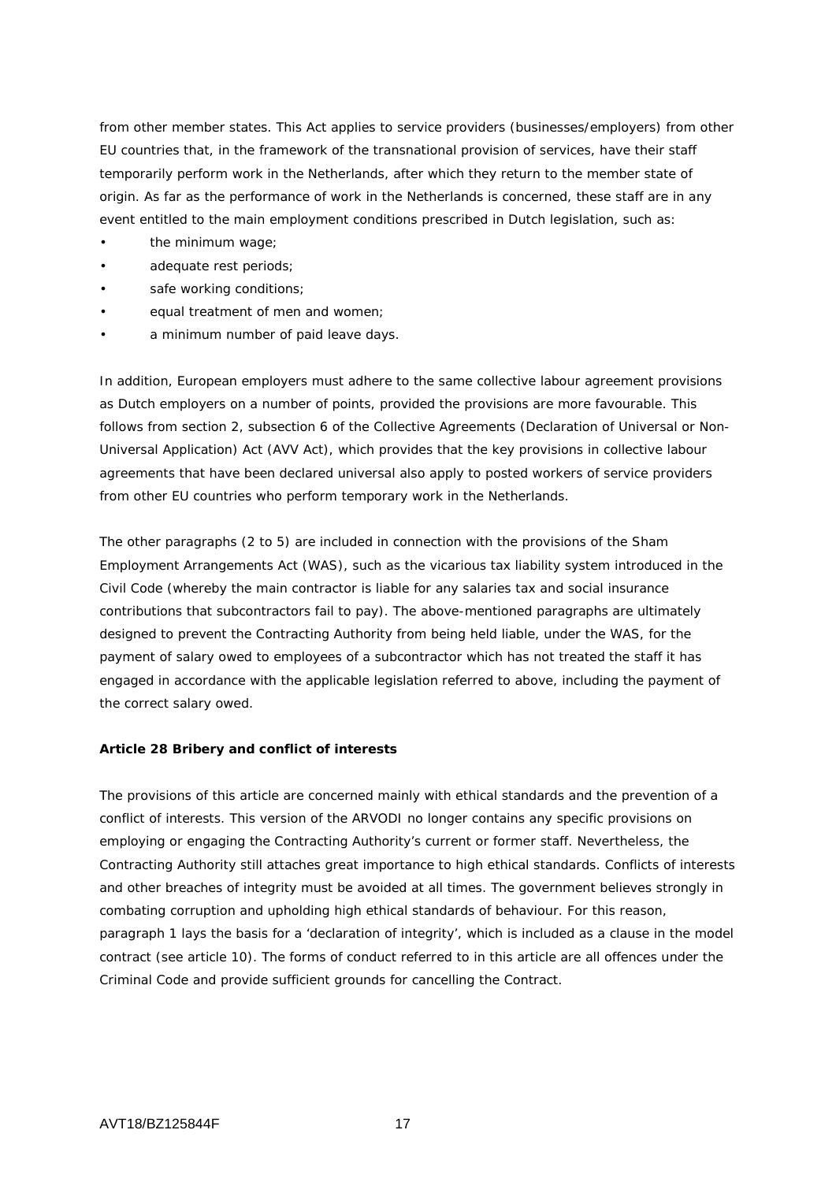from other member states. This Act applies to service providers (businesses/employers) from other EU countries that, in the framework of the transnational provision of services, have their staff temporarily perform work in the Netherlands, after which they return to the member state of origin. As far as the performance of work in the Netherlands is concerned, these staff are in any event entitled to the main employment conditions prescribed in Dutch legislation, such as:

- the minimum wage;
- adequate rest periods;
- safe working conditions;
- equal treatment of men and women;
- a minimum number of paid leave days.

In addition, European employers must adhere to the same collective labour agreement provisions as Dutch employers on a number of points, provided the provisions are more favourable. This follows from section 2, subsection 6 of the Collective Agreements (Declaration of Universal or Non-Universal Application) Act (AVV Act), which provides that the key provisions in collective labour agreements that have been declared universal also apply to posted workers of service providers from other EU countries who perform temporary work in the Netherlands.

The other paragraphs (2 to 5) are included in connection with the provisions of the Sham Employment Arrangements Act (WAS), such as the vicarious tax liability system introduced in the Civil Code (whereby the main contractor is liable for any salaries tax and social insurance contributions that subcontractors fail to pay). The above-mentioned paragraphs are ultimately designed to prevent the Contracting Authority from being held liable, under the WAS, for the payment of salary owed to employees of a subcontractor which has not treated the staff it has engaged in accordance with the applicable legislation referred to above, including the payment of the correct salary owed.

**Article 28 Bribery and conflict of interests**

The provisions of this article are concerned mainly with ethical standards and the prevention of a conflict of interests. This version of the ARVODI no longer contains any specific provisions on employing or engaging the Contracting Authority's current or former staff. Nevertheless, the Contracting Authority still attaches great importance to high ethical standards. Conflicts of interests and other breaches of integrity must be avoided at all times. The government believes strongly in combating corruption and upholding high ethical standards of behaviour. For this reason, paragraph 1 lays the basis for a 'declaration of integrity', which is included as a clause in the model contract (see article 10). The forms of conduct referred to in this article are all offences under the Criminal Code and provide sufficient grounds for cancelling the Contract.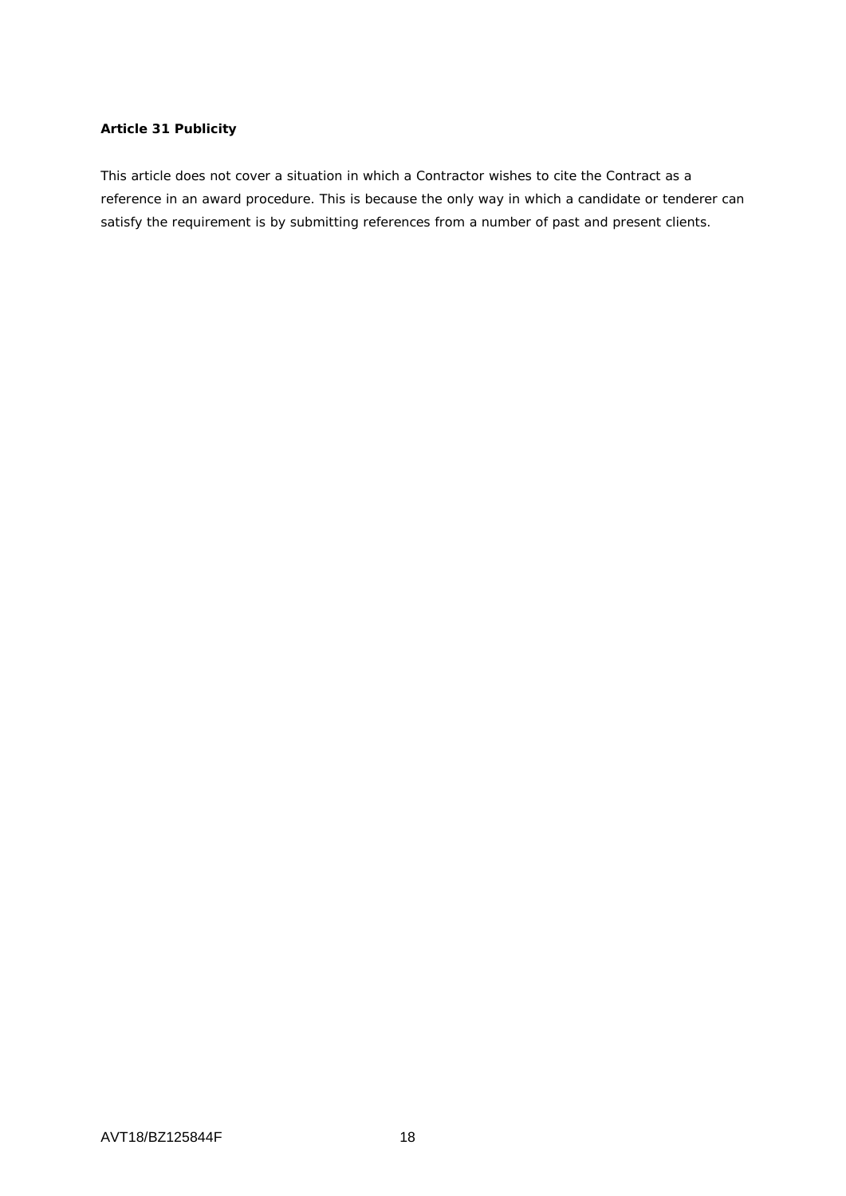**Article 31 Publicity**

This article does not cover a situation in which a Contractor wishes to cite the Contract as a reference in an award procedure. This is because the only way in which a candidate or tenderer can satisfy the requirement is by submitting references from a number of past and present clients.